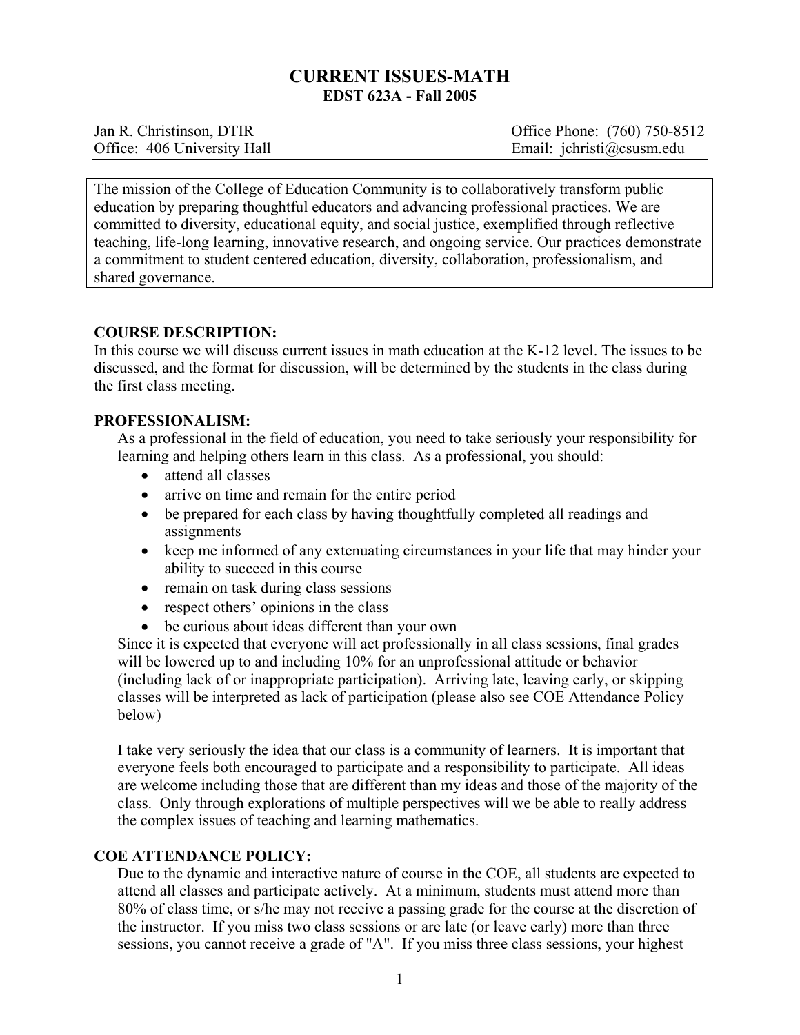# CURRENT ISSUES-MATH
## EDST 623A - Fall 2005

Jan R. Christinson, DTIR
Office: 406 University Hall

Office Phone: (760) 750-8512
Email: jchristi@csusm.edu

> The mission of the College of Education Community is to collaboratively transform public education by preparing thoughtful educators and advancing professional practices. We are committed to diversity, educational equity, and social justice, exemplified through reflective teaching, life-long learning, innovative research, and ongoing service. Our practices demonstrate a commitment to student centered education, diversity, collaboration, professionalism, and shared governance.

### COURSE DESCRIPTION:

In this course we will discuss current issues in math education at the K-12 level. The issues to be discussed, and the format for discussion, will be determined by the students in the class during the first class meeting.

### PROFESSIONALISM:

As a professional in the field of education, you need to take seriously your responsibility for learning and helping others learn in this class. As a professional, you should:

- attend all classes
- arrive on time and remain for the entire period
- be prepared for each class by having thoughtfully completed all readings and assignments
- keep me informed of any extenuating circumstances in your life that may hinder your ability to succeed in this course
- remain on task during class sessions
- respect others' opinions in the class
- be curious about ideas different than your own

Since it is expected that everyone will act professionally in all class sessions, final grades will be lowered up to and including 10% for an unprofessional attitude or behavior (including lack of or inappropriate participation). Arriving late, leaving early, or skipping classes will be interpreted as lack of participation (please also see COE Attendance Policy below)

I take very seriously the idea that our class is a community of learners. It is important that everyone feels both encouraged to participate and a responsibility to participate. All ideas are welcome including those that are different than my ideas and those of the majority of the class. Only through explorations of multiple perspectives will we be able to really address the complex issues of teaching and learning mathematics.

### COE ATTENDANCE POLICY:

Due to the dynamic and interactive nature of course in the COE, all students are expected to attend all classes and participate actively. At a minimum, students must attend more than 80% of class time, or s/he may not receive a passing grade for the course at the discretion of the instructor. If you miss two class sessions or are late (or leave early) more than three sessions, you cannot receive a grade of "A". If you miss three class sessions, your highest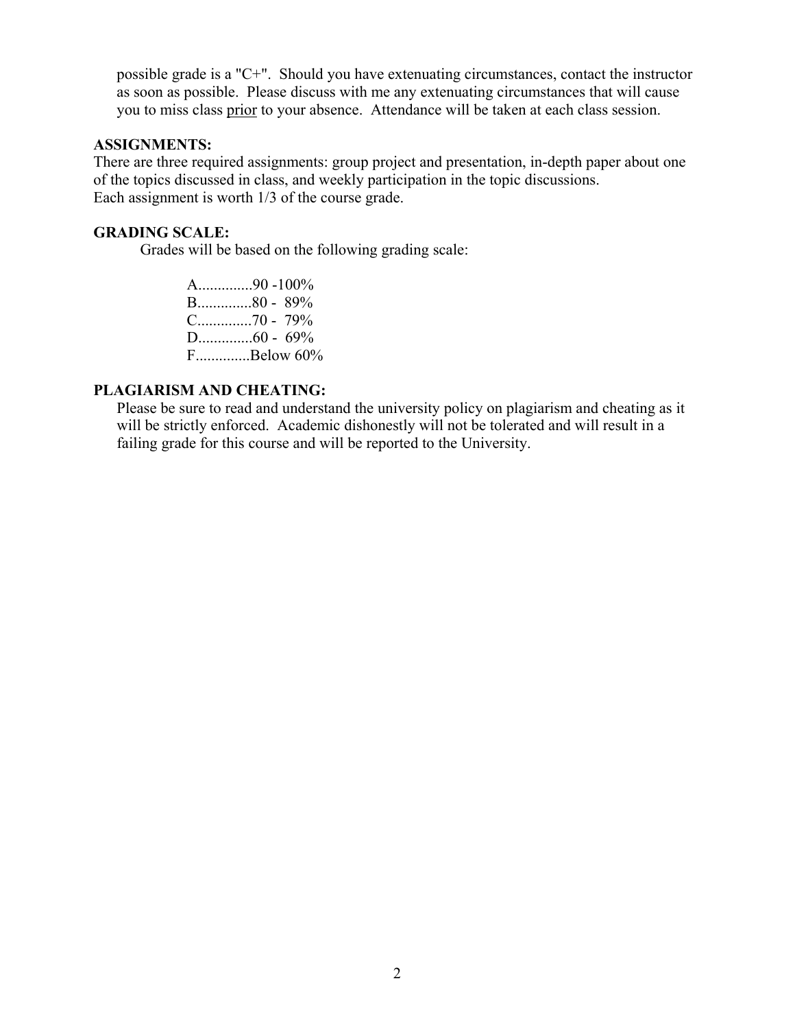possible grade is a "C+". Should you have extenuating circumstances, contact the instructor as soon as possible. Please discuss with me any extenuating circumstances that will cause you to miss class <u>prior</u> to your absence. Attendance will be taken at each class session.

**ASSIGNMENTS:**

There are three required assignments: group project and presentation, in-depth paper about one of the topics discussed in class, and weekly participation in the topic discussions.
Each assignment is worth 1/3 of the course grade.

**GRADING SCALE:**

Grades will be based on the following grading scale:

A.............90 -100%
B.............80 - 89%
C.............70 - 79%
D.............60 - 69%
F.............Below 60%

**PLAGIARISM AND CHEATING:**

Please be sure to read and understand the university policy on plagiarism and cheating as it will be strictly enforced. Academic dishonestly will not be tolerated and will result in a failing grade for this course and will be reported to the University.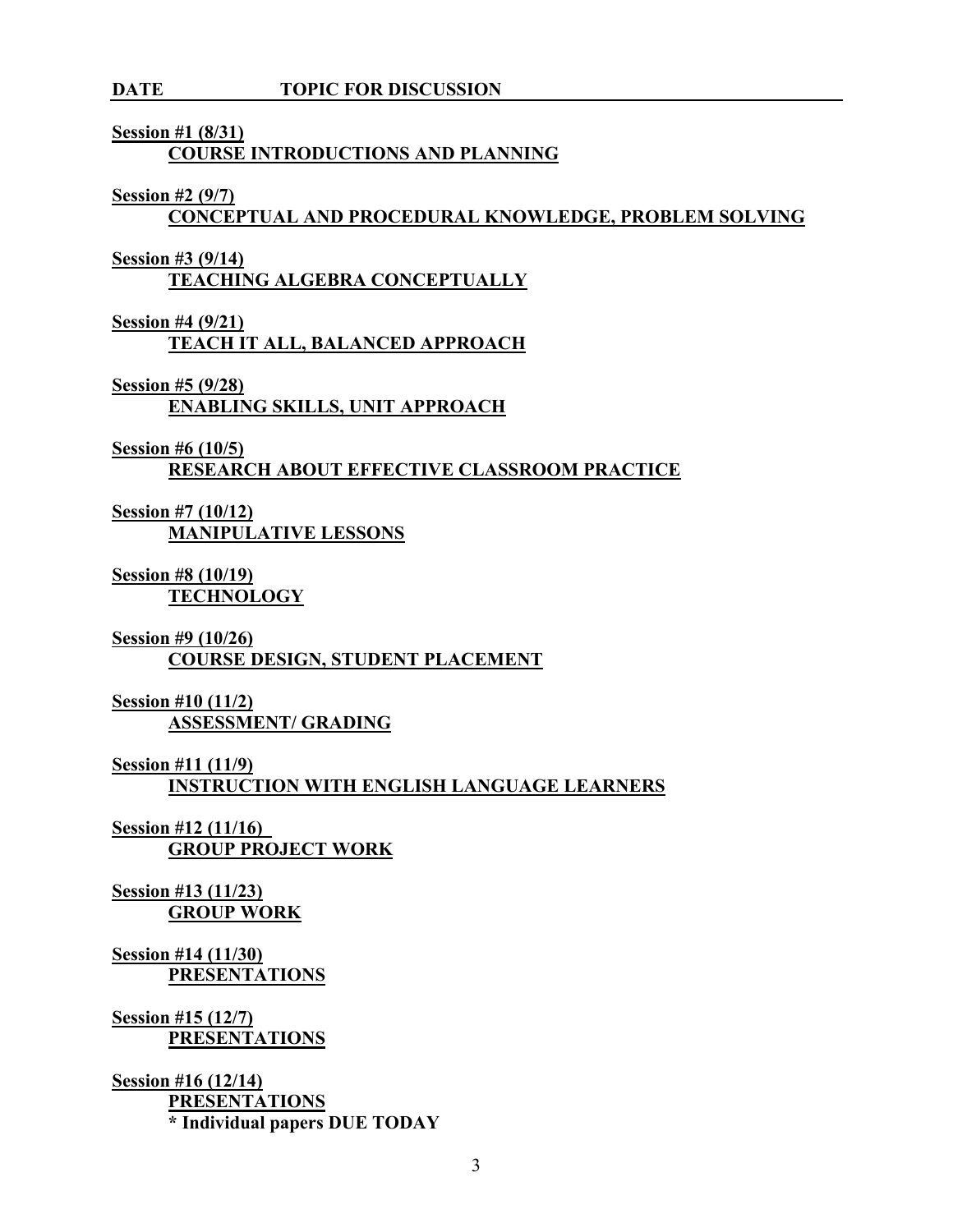**DATE TOPIC FOR DISCUSSION**

**Session #1 (8/31)**
**COURSE INTRODUCTIONS AND PLANNING**

**Session #2 (9/7)**
**CONCEPTUAL AND PROCEDURAL KNOWLEDGE, PROBLEM SOLVING**

**Session #3 (9/14)**
**TEACHING ALGEBRA CONCEPTUALLY**

**Session #4 (9/21)**
**TEACH IT ALL, BALANCED APPROACH**

**Session #5 (9/28)**
**ENABLING SKILLS, UNIT APPROACH**

**Session #6 (10/5)**
**RESEARCH ABOUT EFFECTIVE CLASSROOM PRACTICE**

**Session #7 (10/12)**
**MANIPULATIVE LESSONS**

**Session #8 (10/19)**
**TECHNOLOGY**

**Session #9 (10/26)**
**COURSE DESIGN, STUDENT PLACEMENT**

**Session #10 (11/2)**
**ASSESSMENT/ GRADING**

**Session #11 (11/9)**
**INSTRUCTION WITH ENGLISH LANGUAGE LEARNERS**

**Session #12 (11/16)**
**GROUP PROJECT WORK**

**Session #13 (11/23)**
**GROUP WORK**

**Session #14 (11/30)**
**PRESENTATIONS**

**Session #15 (12/7)**
**PRESENTATIONS**

**Session #16 (12/14)**
**PRESENTATIONS**
**\* Individual papers DUE TODAY**